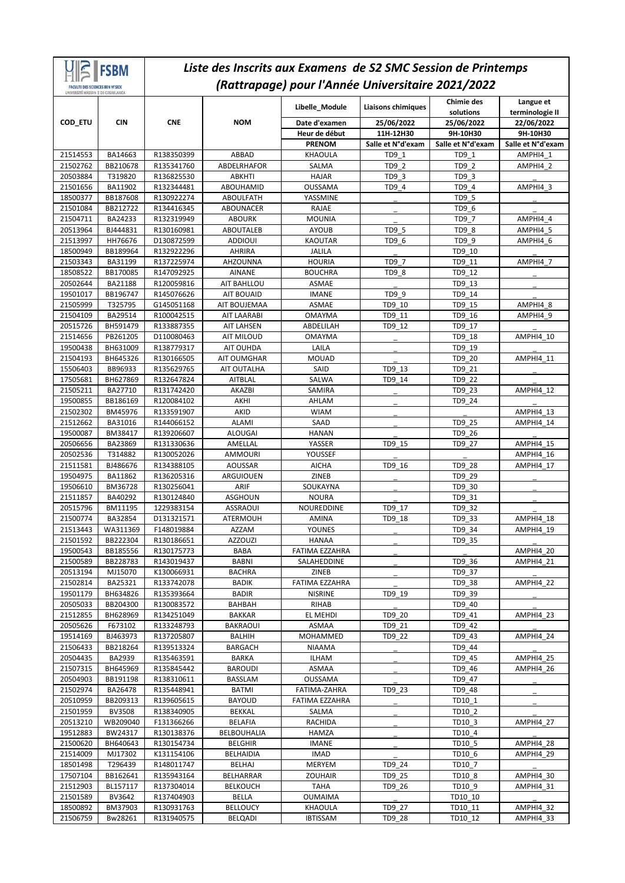# Liste des Inscrits aux Examens de S2 SMC Session de Printemps (Rattrapage) pour l'Année Universitaire 2021/2022

FSBM – FACULTÉ DES SCIENCES BEN M'SICK – UNIVERSITÉ HASSAN II DE CASABLANCA

| COD_ETU | CIN | CNE | NOM | Libelle_Module | Liaisons chimiques | Chimie des solutions | Langue et terminologie II |
|---|---|---|---|---|---|---|---|
| | | | | Date d'examen | 25/06/2022 | 25/06/2022 | 22/06/2022 |
| | | | | Heur de début | 11H-12H30 | 9H-10H30 | 9H-10H30 |
| | | | | PRENOM | Salle et N°d'exam | Salle et N°d'exam | Salle et N°d'exam |
| 21514553 | BA14663 | R138350399 | ABBAD | KHAOULA | TD9_1 | TD9_1 | AMPHI4_1 |
| 21502762 | BB210678 | R135341760 | ABDELRHAFOR | SALMA | TD9_2 | TD9_2 | AMPHI4_2 |
| 20503884 | T319820 | R136825530 | ABKHTI | HAJAR | TD9_3 | TD9_3 | _ |
| 21501656 | BA11902 | R132344481 | ABOUHAMID | OUSSAMA | TD9_4 | TD9_4 | AMPHI4_3 |
| 18500377 | BB187608 | R130922274 | ABOULFATH | YASSMINE | _ | TD9_5 | _ |
| 21501084 | BB212722 | R134416345 | ABOUNACER | RAJAE | _ | TD9_6 | _ |
| 21504711 | BA24233 | R132319949 | ABOURK | MOUNIA | _ | TD9_7 | AMPHI4_4 |
| 20513964 | BJ444831 | R130160981 | ABOUTALEB | AYOUB | TD9_5 | TD9_8 | AMPHI4_5 |
| 21513997 | HH76676 | D130872599 | ADDIOUI | KAOUTAR | TD9_6 | TD9_9 | AMPHI4_6 |
| 18500949 | BB189964 | R132922296 | AHRIRA | JALILA | _ | TD9_10 | _ |
| 21503343 | BA31199 | R137225974 | AHZOUNNA | HOURIA | TD9_7 | TD9_11 | AMPHI4_7 |
| 18508522 | BB170085 | R147092925 | AINANE | BOUCHRA | TD9_8 | TD9_12 | _ |
| 20502644 | BA21188 | R120059816 | AIT BAHLLOU | ASMAE | _ | TD9_13 | _ |
| 19501017 | BB196747 | R145076626 | AIT BOUAID | IMANE | TD9_9 | TD9_14 | _ |
| 21505999 | T325795 | G145051168 | AIT BOUJEMAA | ASMAE | TD9_10 | TD9_15 | AMPHI4_8 |
| 21504109 | BA29514 | R100042515 | AIT LAARABI | OMAYMA | TD9_11 | TD9_16 | AMPHI4_9 |
| 20515726 | BH591479 | R133887355 | AIT LAHSEN | ABDELILAH | TD9_12 | TD9_17 | _ |
| 21514656 | PB261205 | D110080463 | AIT MILOUD | OMAYMA | _ | TD9_18 | AMPHI4_10 |
| 19500438 | BH631009 | R138779317 | AIT OUHDA | LAILA | _ | TD9_19 | _ |
| 21504193 | BH645326 | R130166505 | AIT OUMGHAR | MOUAD | _ | TD9_20 | AMPHI4_11 |
| 15506403 | BB96933 | R135629765 | AIT OUTALHA | SAID | TD9_13 | TD9_21 | _ |
| 17505681 | BH627869 | R132647824 | AITBLAL | SALWA | TD9_14 | TD9_22 | _ |
| 21505211 | BA27710 | R131742420 | AKAZBI | SAMIRA | _ | TD9_23 | AMPHI4_12 |
| 19500855 | BB186169 | R120084102 | AKHI | AHLAM | _ | TD9_24 | _ |
| 21502302 | BM45976 | R133591907 | AKID | WIAM | _ | _ | AMPHI4_13 |
| 21512662 | BA31016 | R144066152 | ALAMI | SAAD | _ | TD9_25 | AMPHI4_14 |
| 19500087 | BM38417 | R139206607 | ALOUGAI | HANAN | _ | TD9_26 | _ |
| 20506656 | BA23869 | R131330636 | AMELLAL | YASSER | TD9_15 | TD9_27 | AMPHI4_15 |
| 20502536 | T314882 | R130052026 | AMMOURI | YOUSSEF | _ | _ | AMPHI4_16 |
| 21511581 | BJ486676 | R134388105 | AOUSSAR | AICHA | TD9_16 | TD9_28 | AMPHI4_17 |
| 19504975 | BA11862 | R136205316 | ARGUIOUEN | ZINEB | _ | TD9_29 | _ |
| 19506610 | BM36728 | R130256041 | ARIF | SOUKAYNA | _ | TD9_30 | _ |
| 21511857 | BA40292 | R130124840 | ASGHOUN | NOURA | _ | TD9_31 | _ |
| 20515796 | BM11195 | 1229383154 | ASSRAOUI | NOUREDDINE | TD9_17 | TD9_32 | _ |
| 21500774 | BA32854 | D131321571 | ATERMOUH | AMINA | TD9_18 | TD9_33 | AMPHI4_18 |
| 21513443 | WA311369 | F148019884 | AZZAM | YOUNES | _ | TD9_34 | AMPHI4_19 |
| 21501592 | BB222304 | R130186651 | AZZOUZI | HANAA | _ | TD9_35 | _ |
| 19500543 | BB185556 | R130175773 | BABA | FATIMA EZZAHRA | _ | _ | AMPHI4_20 |
| 21500589 | BB228783 | R143019437 | BABNI | SALAHEDDINE | _ | TD9_36 | AMPHI4_21 |
| 20513194 | MJ15070 | K130066931 | BACHRA | ZINEB | _ | TD9_37 | _ |
| 21502814 | BA25321 | R133742078 | BADIK | FATIMA EZZAHRA | _ | TD9_38 | AMPHI4_22 |
| 19501179 | BH634826 | R135393664 | BADIR | NISRINE | TD9_19 | TD9_39 | _ |
| 20505033 | BB204300 | R130083572 | BAHBAH | RIHAB | _ | TD9_40 | _ |
| 21512855 | BH628969 | R134251049 | BAKKAR | EL MEHDI | TD9_20 | TD9_41 | AMPHI4_23 |
| 20505626 | F673102 | R133248793 | BAKRAOUI | ASMAA | TD9_21 | TD9_42 | _ |
| 19514169 | BJ463973 | R137205807 | BALHIH | MOHAMMED | TD9_22 | TD9_43 | AMPHI4_24 |
| 21506433 | BB218264 | R139513324 | BARGACH | NIAAMA | _ | TD9_44 | _ |
| 20504435 | BA2939 | R135463591 | BARKA | ILHAM | _ | TD9_45 | AMPHI4_25 |
| 21507315 | BH645969 | R135845442 | BAROUDI | ASMAA | _ | TD9_46 | AMPHI4_26 |
| 20504903 | BB191198 | R138310611 | BASSLAM | OUSSAMA | _ | TD9_47 | _ |
| 21502974 | BA26478 | R135448941 | BATMI | FATIMA-ZAHRA | TD9_23 | TD9_48 | _ |
| 20510959 | BB209313 | R139605615 | BAYOUD | FATIMA EZZAHRA | _ | TD10_1 | _ |
| 21501959 | BV3508 | R138340905 | BEKKAL | SALMA | _ | TD10_2 | _ |
| 20513210 | WB209040 | F131366266 | BELAFIA | RACHIDA | _ | TD10_3 | AMPHI4_27 |
| 19512883 | BW24317 | R130138376 | BELBOUHALIA | HAMZA | _ | TD10_4 | _ |
| 21500620 | BH640643 | R130154734 | BELGHIR | IMANE | _ | TD10_5 | AMPHI4_28 |
| 21514009 | MJ17302 | K131154106 | BELHAIDIA | IMAD | _ | TD10_6 | AMPHI4_29 |
| 18501498 | T296439 | R148011747 | BELHAJ | MERYEM | TD9_24 | TD10_7 | _ |
| 17507104 | BB162641 | R135943164 | BELHARRAR | ZOUHAIR | TD9_25 | TD10_8 | AMPHI4_30 |
| 21512903 | BL157117 | R137304014 | BELKOUCH | TAHA | TD9_26 | TD10_9 | AMPHI4_31 |
| 21501589 | BV3642 | R137404903 | BELLA | OUMAIMA | _ | TD10_10 | _ |
| 18500892 | BM37903 | R130931763 | BELLOUCY | KHAOULA | TD9_27 | TD10_11 | AMPHI4_32 |
| 21506759 | Bw28261 | R131940575 | BELQADI | IBTISSAM | TD9_28 | TD10_12 | AMPHI4_33 |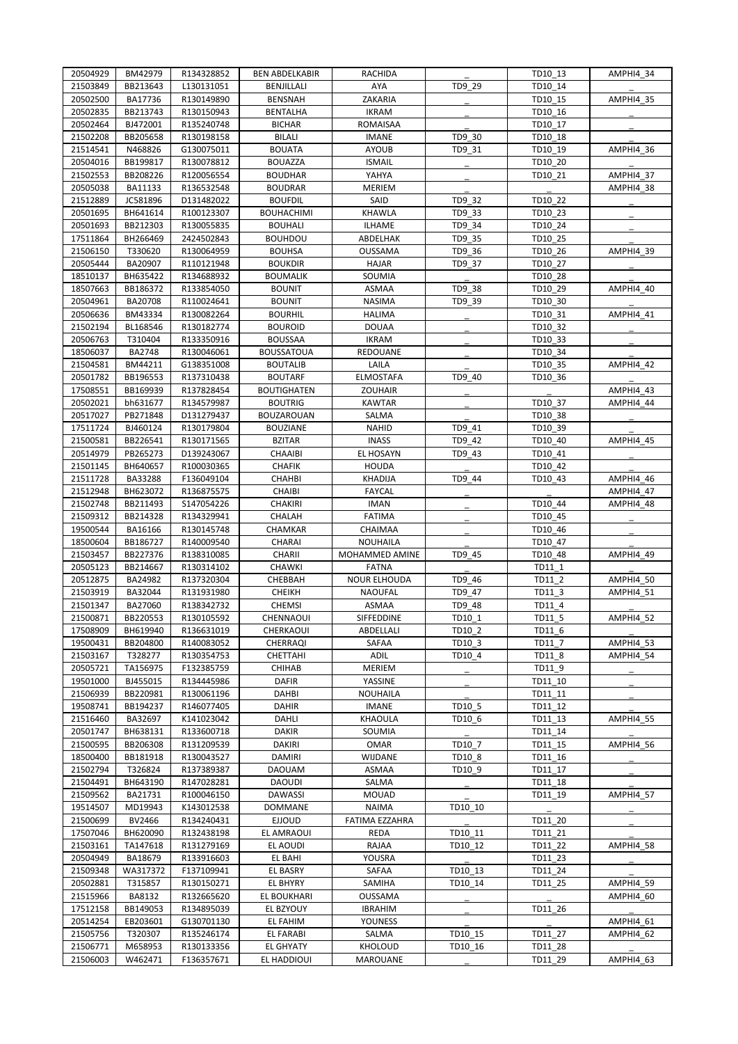| 20504929 | BM42979 | R134328852 | BEN ABDELKABIR | RACHIDA | _ | TD10_13 | AMPHI4_34 |
|---|---|---|---|---|---|---|---|
| 21503849 | BB213643 | L130131051 | BENJILLALI | AYA | TD9_29 | TD10_14 | _ |
| 20502500 | BA17736 | R130149890 | BENSNAH | ZAKARIA | _ | TD10_15 | AMPHI4_35 |
| 20502835 | BB213743 | R130150943 | BENTALHA | IKRAM | _ | TD10_16 | _ |
| 20502464 | BJ472001 | R135240748 | BICHAR | ROMAISAA | _ | TD10_17 | _ |
| 21502208 | BB205658 | R130198158 | BILALI | IMANE | TD9_30 | TD10_18 | _ |
| 21514541 | N468826 | G130075011 | BOUATA | AYOUB | TD9_31 | TD10_19 | AMPHI4_36 |
| 20504016 | BB199817 | R130078812 | BOUAZZA | ISMAIL | _ | TD10_20 | _ |
| 21502553 | BB208226 | R120056554 | BOUDHAR | YAHYA | _ | TD10_21 | AMPHI4_37 |
| 20505038 | BA11133 | R136532548 | BOUDRAR | MERIEM | _ | _ | AMPHI4_38 |
| 21512889 | JC581896 | D131482022 | BOUFDIL | SAID | TD9_32 | TD10_22 | _ |
| 20501695 | BH641614 | R100123307 | BOUHACHIMI | KHAWLA | TD9_33 | TD10_23 | _ |
| 20501693 | BB212303 | R130055835 | BOUHALI | ILHAME | TD9_34 | TD10_24 | _ |
| 17511864 | BH266469 | 2424502843 | BOUHDOU | ABDELHAK | TD9_35 | TD10_25 | _ |
| 21506150 | T330620 | R130064959 | BOUHSA | OUSSAMA | TD9_36 | TD10_26 | AMPHI4_39 |
| 20505444 | BA20907 | R110121948 | BOUKDIR | HAJAR | TD9_37 | TD10_27 | _ |
| 18510137 | BH635422 | R134688932 | BOUMALIK | SOUMIA | _ | TD10_28 | _ |
| 18507663 | BB186372 | R133854050 | BOUNIT | ASMAA | TD9_38 | TD10_29 | AMPHI4_40 |
| 20504961 | BA20708 | R110024641 | BOUNIT | NASIMA | TD9_39 | TD10_30 | _ |
| 20506636 | BM43334 | R130082264 | BOURHIL | HALIMA | _ | TD10_31 | AMPHI4_41 |
| 21502194 | BL168546 | R130182774 | BOUROID | DOUAA | _ | TD10_32 | _ |
| 20506763 | T310404 | R133350916 | BOUSSAA | IKRAM | _ | TD10_33 | _ |
| 18506037 | BA2748 | R130046061 | BOUSSATOUA | REDOUANE | _ | TD10_34 | _ |
| 21504581 | BM44211 | G138351008 | BOUTALIB | LAILA | _ | TD10_35 | AMPHI4_42 |
| 20501782 | BB196553 | R137310438 | BOUTARF | ELMOSTAFA | TD9_40 | TD10_36 | _ |
| 17508551 | BB169939 | R137828454 | BOUTIGHATEN | ZOUHAIR | _ | _ | AMPHI4_43 |
| 20502021 | bh631677 | R134579987 | BOUTRIG | KAWTAR | _ | TD10_37 | AMPHI4_44 |
| 20517027 | PB271848 | D131279437 | BOUZAROUAN | SALMA | _ | TD10_38 | _ |
| 17511724 | BJ460124 | R130179804 | BOUZIANE | NAHID | TD9_41 | TD10_39 | _ |
| 21500581 | BB226541 | R130171565 | BZITAR | INASS | TD9_42 | TD10_40 | AMPHI4_45 |
| 20514979 | PB265273 | D139243067 | CHAAIBI | EL HOSAYN | TD9_43 | TD10_41 | _ |
| 21501145 | BH640657 | R100030365 | CHAFIK | HOUDA | _ | TD10_42 | _ |
| 21511728 | BA33288 | F136049104 | CHAHBI | KHADIJA | TD9_44 | TD10_43 | AMPHI4_46 |
| 21512948 | BH623072 | R136875575 | CHAIBI | FAYCAL | _ | _ | AMPHI4_47 |
| 21502748 | BB211493 | S147054226 | CHAKIRI | IMAN | _ | TD10_44 | AMPHI4_48 |
| 21509312 | BB214328 | R134329941 | CHALAH | FATIMA | _ | TD10_45 | _ |
| 19500544 | BA16166 | R130145748 | CHAMKAR | CHAIMAA | _ | TD10_46 | _ |
| 18500604 | BB186727 | R140009540 | CHARAI | NOUHAILA | _ | TD10_47 | _ |
| 21503457 | BB227376 | R138310085 | CHARII | MOHAMMED AMINE | TD9_45 | TD10_48 | AMPHI4_49 |
| 20505123 | BB214667 | R130314102 | CHAWKI | FATNA | _ | TD11_1 | _ |
| 20512875 | BA24982 | R137320304 | CHEBBAH | NOUR ELHOUDA | TD9_46 | TD11_2 | AMPHI4_50 |
| 21503919 | BA32044 | R131931980 | CHEIKH | NAOUFAL | TD9_47 | TD11_3 | AMPHI4_51 |
| 21501347 | BA27060 | R138342732 | CHEMSI | ASMAA | TD9_48 | TD11_4 | _ |
| 21500871 | BB220553 | R130105592 | CHENNAOUI | SIFFEDDINE | TD10_1 | TD11_5 | AMPHI4_52 |
| 17508909 | BH619940 | R136631019 | CHERKAOUI | ABDELLALI | TD10_2 | TD11_6 | _ |
| 19500431 | BB204800 | R140083052 | CHERRAQI | SAFAA | TD10_3 | TD11_7 | AMPHI4_53 |
| 21503167 | T328277 | R130354753 | CHETTAHI | ADIL | TD10_4 | TD11_8 | AMPHI4_54 |
| 20505721 | TA156975 | F132385759 | CHIHAB | MERIEM | _ | TD11_9 | _ |
| 19501000 | BJ455015 | R134445986 | DAFIR | YASSINE | _ | TD11_10 | _ |
| 21506939 | BB220981 | R130061196 | DAHBI | NOUHAILA | _ | TD11_11 | _ |
| 19508741 | BB194237 | R146077405 | DAHIR | IMANE | TD10_5 | TD11_12 | _ |
| 21516460 | BA32697 | K141023042 | DAHLI | KHAOULA | TD10_6 | TD11_13 | AMPHI4_55 |
| 20501747 | BH638131 | R133600718 | DAKIR | SOUMIA | _ | TD11_14 | _ |
| 21500595 | BB206308 | R131209539 | DAKIRI | OMAR | TD10_7 | TD11_15 | AMPHI4_56 |
| 18500400 | BB181918 | R130043527 | DAMIRI | WIJDANE | TD10_8 | TD11_16 | _ |
| 21502794 | T326824 | R137389387 | DAOUAM | ASMAA | TD10_9 | TD11_17 | _ |
| 21504491 | BH643190 | R147028281 | DAOUDI | SALMA | _ | TD11_18 | _ |
| 21509562 | BA21731 | R100046150 | DAWASSI | MOUAD | _ | TD11_19 | AMPHI4_57 |
| 19514507 | MD19943 | K143012538 | DOMMANE | NAIMA | TD10_10 | _ | _ |
| 21500699 | BV2466 | R134240431 | EJJOUD | FATIMA EZZAHRA | _ | TD11_20 | _ |
| 17507046 | BH620090 | R132438198 | EL AMRAOUI | REDA | TD10_11 | TD11_21 | _ |
| 21503161 | TA147618 | R131279169 | EL AOUDI | RAJAA | TD10_12 | TD11_22 | AMPHI4_58 |
| 20504949 | BA18679 | R133916603 | EL BAHI | YOUSRA | _ | TD11_23 | _ |
| 21509348 | WA317372 | F137109941 | EL BASRY | SAFAA | TD10_13 | TD11_24 | _ |
| 20502881 | T315857 | R130150271 | EL BHYRY | SAMIHA | TD10_14 | TD11_25 | AMPHI4_59 |
| 21515966 | BA8132 | R132665620 | EL BOUKHARI | OUSSAMA | _ | _ | AMPHI4_60 |
| 17512158 | BB149053 | R134895039 | EL BZYOUY | IBRAHIM | _ | TD11_26 | _ |
| 20514254 | EB203601 | G130701130 | EL FAHIM | YOUNESS | _ | _ | AMPHI4_61 |
| 21505756 | T320307 | R135246174 | EL FARABI | SALMA | TD10_15 | TD11_27 | AMPHI4_62 |
| 21506771 | M658953 | R130133356 | EL GHYATY | KHOLOUD | TD10_16 | TD11_28 | _ |
| 21506003 | W462471 | F136357671 | EL HADDIOUI | MAROUANE | _ | TD11_29 | AMPHI4_63 |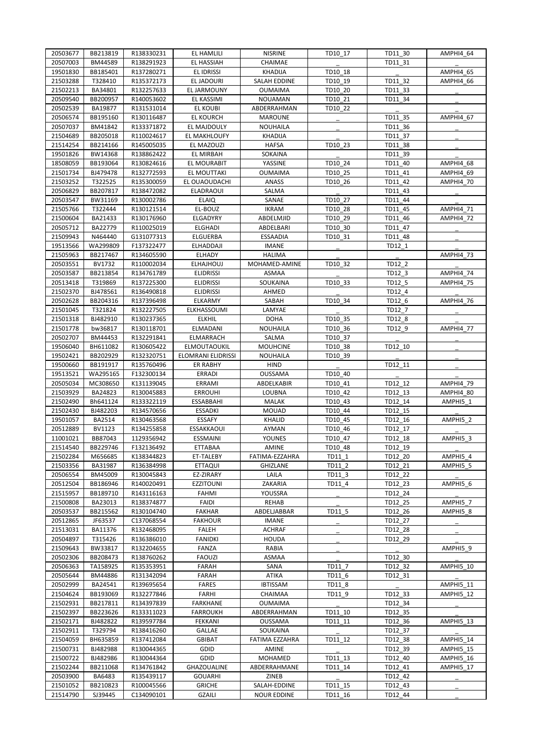| | | | | | | | |
|---|---|---|---|---|---|---|---|
| 20503677 | BB213819 | R138330231 | EL HAMLILI | NISRINE | TD10_17 | TD11_30 | AMPHI4_64 |
| 20507003 | BM44589 | R138291923 | EL HASSIAH | CHAIMAE | _ | TD11_31 | _ |
| 19501830 | BB185401 | R137280271 | EL IDRISSI | KHADIJA | TD10_18 | _ | AMPHI4_65 |
| 21503288 | T328410 | R135372173 | EL JADOURI | SALAH EDDINE | TD10_19 | TD11_32 | AMPHI4_66 |
| 21502213 | BA34801 | R132257633 | EL JARMOUNY | OUMAIMA | TD10_20 | TD11_33 | _ |
| 20509540 | BB200957 | R140053602 | EL KASSIMI | NOUAMAN | TD10_21 | TD11_34 | _ |
| 20502539 | BA19877 | R131531014 | EL KOUBI | ABDERRAHMAN | TD10_22 | _ | _ |
| 20506574 | BB195160 | R130116487 | EL KOURCH | MAROUNE | _ | TD11_35 | AMPHI4_67 |
| 20507037 | BM41842 | R133371872 | EL MAJDOULY | NOUHAILA | _ | TD11_36 | _ |
| 21504689 | BB205018 | R110024617 | EL MAKHLOUFY | KHADIJA | _ | TD11_37 | _ |
| 21514254 | BB214166 | R145005035 | EL MAZOUZI | HAFSA | TD10_23 | TD11_38 | _ |
| 19501826 | BW14368 | R138862422 | EL MIRBAH | SOKAINA | _ | TD11_39 | |
| 18508059 | BB193064 | R130824616 | EL MOURABIT | YASSINE | TD10_24 | TD11_40 | AMPHI4_68 |
| 21501734 | BJ479478 | R132772593 | EL MOUTTAKI | OUMAIMA | TD10_25 | TD11_41 | AMPHI4_69 |
| 21503252 | T322525 | R135300059 | EL OUAOUDACHI | ANASS | TD10_26 | TD11_42 | AMPHI4_70 |
| 20506829 | BB207817 | R138472082 | ELADRAOUI | SALMA | _ | TD11_43 | _ |
| 20503547 | BW31169 | R130002786 | ELAIQ | SANAE | TD10_27 | TD11_44 | _ |
| 21505766 | T322444 | R130121514 | EL-BOUZ | IKRAM | TD10_28 | TD11_45 | AMPHI4_71 |
| 21500604 | BA21433 | R130176960 | ELGADYRY | ABDELMJID | TD10_29 | TD11_46 | AMPHI4_72 |
| 20505712 | BA22779 | R110025019 | ELGHADI | ABDELBARI | TD10_30 | TD11_47 | _ |
| 21509943 | N464440 | G131077313 | ELGUERBA | ESSAADIA | TD10_31 | TD11_48 | _ |
| 19513566 | WA299809 | F137322477 | ELHADDAJI | IMANE | _ | TD12_1 | _ |
| 21505963 | BB217467 | R134605590 | ELHADY | HALIMA | _ | _ | AMPHI4_73 |
| 20503551 | BV1732 | R110002034 | ELHAJHOUJ | MOHAMED-AMINE | TD10_32 | TD12_2 | _ |
| 20503587 | BB213854 | R134761789 | ELIDRISSI | ASMAA | _ | TD12_3 | AMPHI4_74 |
| 20513418 | T319869 | R137225300 | ELIDRISSI | SOUKAINA | TD10_33 | TD12_5 | AMPHI4_75 |
| 21502370 | BJ478561 | R136490818 | ELIDRISSI | AHMED | _ | TD12_4 | _ |
| 20502628 | BB204316 | R137396498 | ELKARMY | SABAH | TD10_34 | TD12_6 | AMPHI4_76 |
| 21501045 | T321824 | R132227505 | ELKHASSOUMI | LAMYAE | _ | TD12_7 | _ |
| 21501318 | BJ482910 | R130237365 | ELKHIL | DOHA | TD10_35 | TD12_8 | _ |
| 21501778 | bw36817 | R130118701 | ELMADANI | NOUHAILA | TD10_36 | TD12_9 | AMPHI4_77 |
| 20502707 | BM44453 | R132291841 | ELMARRACH | SALMA | TD10_37 | _ | _ |
| 19506040 | BH611082 | R130605422 | ELMOUTAOUKIL | MOUHCINE | TD10_38 | TD12_10 | _ |
| 19502421 | BB202929 | R132320751 | ELOMRANI ELIDRISSI | NOUHAILA | TD10_39 | _ | _ |
| 19500660 | BB191917 | R135760496 | ER RABHY | HIND | _ | TD12_11 | _ |
| 19513521 | WA295165 | F132300134 | ERRADI | OUSSAMA | TD10_40 | _ | _ |
| 20505034 | MC308650 | K131139045 | ERRAMI | ABDELKABIR | TD10_41 | TD12_12 | AMPHI4_79 |
| 21503929 | BA24823 | R130045883 | ERROUHI | LOUBNA | TD10_42 | TD12_13 | AMPHI4_80 |
| 21502490 | Bh641124 | R133322119 | ESSABBAHI | MALAK | TD10_43 | TD12_14 | AMPHI5_1 |
| 21502430 | BJ482203 | R134570656 | ESSADKI | MOUAD | TD10_44 | TD12_15 | _ |
| 19501057 | BA2514 | R130463568 | ESSAFY | KHALID | TD10_45 | TD12_16 | AMPHI5_2 |
| 20512889 | BV1123 | R134255858 | ESSAKKAOUI | AYMAN | TD10_46 | TD12_17 | _ |
| 11001021 | BB87043 | 1129356942 | ESSMAINI | YOUNES | TD10_47 | TD12_18 | AMPHI5_3 |
| 21514540 | BB229746 | F132136492 | ETTABAA | AMINE | TD10_48 | TD12_19 | _ |
| 21502284 | M656685 | K138344823 | ET-TALEBY | FATIMA-EZZAHRA | TD11_1 | TD12_20 | AMPHI5_4 |
| 21503356 | BA31987 | R136384998 | ETTAQUI | GHIZLANE | TD11_2 | TD12_21 | AMPHI5_5 |
| 20506554 | BM45009 | R130045843 | EZ-ZIRARY | LAILA | TD11_3 | TD12_22 | _ |
| 20512504 | BB186946 | R140020491 | EZZITOUNI | ZAKARIA | TD11_4 | TD12_23 | AMPHI5_6 |
| 21515957 | BB189710 | R143116163 | FAHMI | YOUSSRA | _ | TD12_24 | _ |
| 21500808 | BA23013 | R138374877 | FAIDI | REHAB | _ | TD12_25 | AMPHI5_7 |
| 20503537 | BB215562 | R130104740 | FAKHAR | ABDELJABBAR | TD11_5 | TD12_26 | AMPHI5_8 |
| 20512865 | JF63537 | C137068554 | FAKHOUR | IMANE | _ | TD12_27 | _ |
| 21513031 | BA11376 | R132468095 | FALEH | ACHRAF | _ | TD12_28 | _ |
| 20504897 | T315426 | R136386010 | FANIDKI | HOUDA | _ | TD12_29 | _ |
| 21509643 | BW33817 | R132204655 | FANZA | RABIA | _ | _ | AMPHI5_9 |
| 20502306 | BB208473 | R138760262 | FAOUZI | ASMAA | _ | TD12_30 | _ |
| 20506363 | TA158925 | R135353951 | FARAH | SANA | TD11_7 | TD12_32 | AMPHI5_10 |
| 20505644 | BM44886 | R131342094 | FARAH | ATIKA | TD11_6 | TD12_31 | _ |
| 20502999 | BA24541 | R139695654 | FARES | IBTISSAM | TD11_8 | _ | AMPHI5_11 |
| 21504624 | BB193069 | R132277846 | FARHI | CHAIMAA | TD11_9 | TD12_33 | AMPHI5_12 |
| 21502931 | BB217811 | R134397839 | FARKHANE | OUMAIMA | _ | TD12_34 | _ |
| 21502397 | BB223626 | R133311023 | FARROUKH | ABDERRAHMAN | TD11_10 | TD12_35 | _ |
| 21502171 | BJ482822 | R139597784 | FEKKANI | OUSSAMA | TD11_11 | TD12_36 | AMPHI5_13 |
| 21502911 | T329794 | R138416260 | GALLAE | SOUKAINA | _ | TD12_37 | _ |
| 21504059 | BH635859 | R137412084 | GBIBAT | FATIMA EZZAHRA | TD11_12 | TD12_38 | AMPHI5_14 |
| 21500731 | BJ482988 | R130044365 | GDID | AMINE | _ | TD12_39 | AMPHI5_15 |
| 21500722 | BJ482986 | R130044364 | GDID | MOHAMED | TD11_13 | TD12_40 | AMPHI5_16 |
| 21502244 | BB211068 | R134761842 | GHAZOUALINE | ABDERRAHMANE | TD11_14 | TD12_41 | AMPHI5_17 |
| 20503900 | BA6483 | R135439117 | GOUARHI | ZINEB | _ | TD12_42 | _ |
| 21501052 | BB210823 | R100045566 | GRICHE | SALAH-EDDINE | TD11_15 | TD12_43 | _ |
| 21514790 | SJ39445 | C134090101 | GZAILI | NOUR EDDINE | TD11_16 | TD12_44 | _ |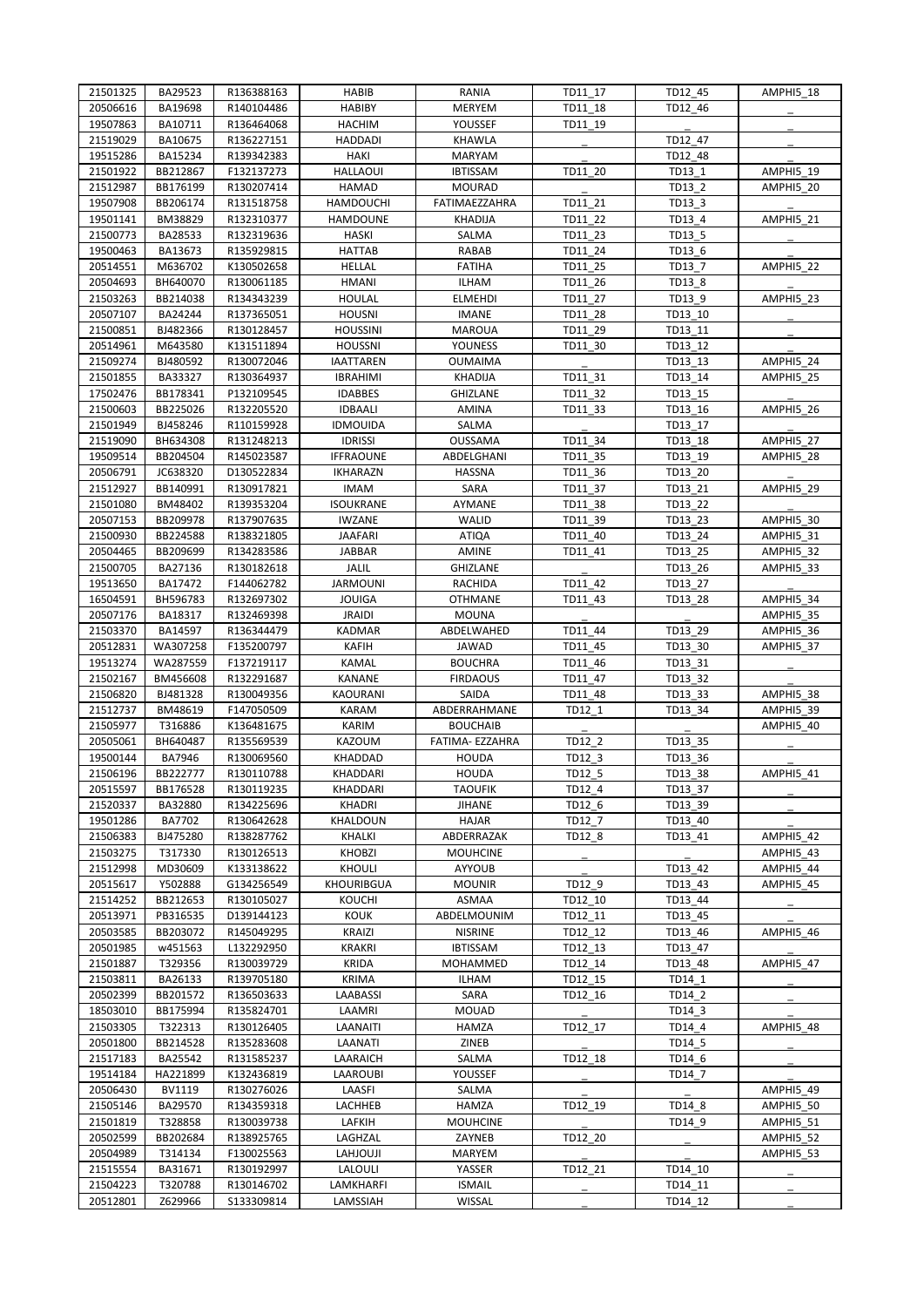| 21501325 | BA29523 | R136388163 | HABIB | RANIA | TD11_17 | TD12_45 | AMPHI5_18 |
|---|---|---|---|---|---|---|---|
| 20506616 | BA19698 | R140104486 | HABIBY | MERYEM | TD11_18 | TD12_46 | _ |
| 19507863 | BA10711 | R136464068 | HACHIM | YOUSSEF | TD11_19 | _ | _ |
| 21519029 | BA10675 | R136227151 | HADDADI | KHAWLA | _ | TD12_47 | _ |
| 19515286 | BA15234 | R139342383 | HAKI | MARYAM | _ | TD12_48 | _ |
| 21501922 | BB212867 | F132137273 | HALLAOUI | IBTISSAM | TD11_20 | TD13_1 | AMPHI5_19 |
| 21512987 | BB176199 | R130207414 | HAMAD | MOURAD | _ | TD13_2 | AMPHI5_20 |
| 19507908 | BB206174 | R131518758 | HAMDOUCHI | FATIMAEZZAHRA | TD11_21 | TD13_3 | _ |
| 19501141 | BM38829 | R132310377 | HAMDOUNE | KHADIJA | TD11_22 | TD13_4 | AMPHI5_21 |
| 21500773 | BA28533 | R132319636 | HASKI | SALMA | TD11_23 | TD13_5 | _ |
| 19500463 | BA13673 | R135929815 | HATTAB | RABAB | TD11_24 | TD13_6 | _ |
| 20514551 | M636702 | K130502658 | HELLAL | FATIHA | TD11_25 | TD13_7 | AMPHI5_22 |
| 20504693 | BH640070 | R130061185 | HMANI | ILHAM | TD11_26 | TD13_8 | _ |
| 21503263 | BB214038 | R134343239 | HOULAL | ELMEHDI | TD11_27 | TD13_9 | AMPHI5_23 |
| 20507107 | BA24244 | R137365051 | HOUSNI | IMANE | TD11_28 | TD13_10 | _ |
| 21500851 | BJ482366 | R130128457 | HOUSSINI | MAROUA | TD11_29 | TD13_11 | _ |
| 20514961 | M643580 | K131511894 | HOUSSNI | YOUNESS | TD11_30 | TD13_12 | _ |
| 21509274 | BJ480592 | R130072046 | IAATTAREN | OUMAIMA | _ | TD13_13 | AMPHI5_24 |
| 21501855 | BA33327 | R130364937 | IBRAHIMI | KHADIJA | TD11_31 | TD13_14 | AMPHI5_25 |
| 17502476 | BB178341 | P132109545 | IDABBES | GHIZLANE | TD11_32 | TD13_15 | _ |
| 21500603 | BB225026 | R132205520 | IDBAALI | AMINA | TD11_33 | TD13_16 | AMPHI5_26 |
| 21501949 | BJ458246 | R110159928 | IDMOUIDA | SALMA | _ | TD13_17 | _ |
| 21519090 | BH634308 | R131248213 | IDRISSI | OUSSAMA | TD11_34 | TD13_18 | AMPHI5_27 |
| 19509514 | BB204504 | R145023587 | IFFRAOUNE | ABDELGHANI | TD11_35 | TD13_19 | AMPHI5_28 |
| 20506791 | JC638320 | D130522834 | IKHARAZN | HASSNA | TD11_36 | TD13_20 | _ |
| 21512927 | BB140991 | R130917821 | IMAM | SARA | TD11_37 | TD13_21 | AMPHI5_29 |
| 21501080 | BM48402 | R139353204 | ISOUKRANE | AYMANE | TD11_38 | TD13_22 | _ |
| 20507153 | BB209978 | R137907635 | IWZANE | WALID | TD11_39 | TD13_23 | AMPHI5_30 |
| 21500930 | BB224588 | R138321805 | JAAFARI | ATIQA | TD11_40 | TD13_24 | AMPHI5_31 |
| 20504465 | BB209699 | R134283586 | JABBAR | AMINE | TD11_41 | TD13_25 | AMPHI5_32 |
| 21500705 | BA27136 | R130182618 | JALIL | GHIZLANE | _ | TD13_26 | AMPHI5_33 |
| 19513650 | BA17472 | F144062782 | JARMOUNI | RACHIDA | TD11_42 | TD13_27 | _ |
| 16504591 | BH596783 | R132697302 | JOUIGA | OTHMANE | TD11_43 | TD13_28 | AMPHI5_34 |
| 20507176 | BA18317 | R132469398 | JRAIDI | MOUNA | _ | _ | AMPHI5_35 |
| 21503370 | BA14597 | R136344479 | KADMAR | ABDELWAHED | TD11_44 | TD13_29 | AMPHI5_36 |
| 20512831 | WA307258 | F135200797 | KAFIH | JAWAD | TD11_45 | TD13_30 | AMPHI5_37 |
| 19513274 | WA287559 | F137219117 | KAMAL | BOUCHRA | TD11_46 | TD13_31 | _ |
| 21502167 | BM456608 | R132291687 | KANANE | FIRDAOUS | TD11_47 | TD13_32 | _ |
| 21506820 | BJ481328 | R130049356 | KAOURANI | SAIDA | TD11_48 | TD13_33 | AMPHI5_38 |
| 21512737 | BM48619 | F147050509 | KARAM | ABDERRAHMANE | TD12_1 | TD13_34 | AMPHI5_39 |
| 21505977 | T316886 | K136481675 | KARIM | BOUCHAIB | _ | _ | AMPHI5_40 |
| 20505061 | BH640487 | R135569539 | KAZOUM | FATIMA- EZZAHRA | TD12_2 | TD13_35 | _ |
| 19500144 | BA7946 | R130069560 | KHADDAD | HOUDA | TD12_3 | TD13_36 | _ |
| 21506196 | BB222777 | R130110788 | KHADDARI | HOUDA | TD12_5 | TD13_38 | AMPHI5_41 |
| 20515597 | BB176528 | R130119235 | KHADDARI | TAOUFIK | TD12_4 | TD13_37 | _ |
| 21520337 | BA32880 | R134225696 | KHADRI | JIHANE | TD12_6 | TD13_39 | _ |
| 19501286 | BA7702 | R130642628 | KHALDOUN | HAJAR | TD12_7 | TD13_40 | _ |
| 21506383 | BJ475280 | R138287762 | KHALKI | ABDERRAZAK | TD12_8 | TD13_41 | AMPHI5_42 |
| 21503275 | T317330 | R130126513 | KHOBZI | MOUHCINE | _ | _ | AMPHI5_43 |
| 21512998 | MD30609 | K133138622 | KHOULI | AYYOUB | _ | TD13_42 | AMPHI5_44 |
| 20515617 | Y502888 | G134256549 | KHOURIBGUA | MOUNIR | TD12_9 | TD13_43 | AMPHI5_45 |
| 21514252 | BB212653 | R130105027 | KOUCHI | ASMAA | TD12_10 | TD13_44 | _ |
| 20513971 | PB316535 | D139144123 | KOUK | ABDELMOUNIM | TD12_11 | TD13_45 | _ |
| 20503585 | BB203072 | R145049295 | KRAIZI | NISRINE | TD12_12 | TD13_46 | AMPHI5_46 |
| 20501985 | w451563 | L132292950 | KRAKRI | IBTISSAM | TD12_13 | TD13_47 | _ |
| 21501887 | T329356 | R130039729 | KRIDA | MOHAMMED | TD12_14 | TD13_48 | AMPHI5_47 |
| 21503811 | BA26133 | R139705180 | KRIMA | ILHAM | TD12_15 | TD14_1 | _ |
| 20502399 | BB201572 | R136503633 | LAABASSI | SARA | TD12_16 | TD14_2 | _ |
| 18503010 | BB175994 | R135824701 | LAAMRI | MOUAD | _ | TD14_3 | _ |
| 21503305 | T322313 | R130126405 | LAANAITI | HAMZA | TD12_17 | TD14_4 | AMPHI5_48 |
| 20501800 | BB214528 | R135283608 | LAANATI | ZINEB | _ | TD14_5 | _ |
| 21517183 | BA25542 | R131585237 | LAARAICH | SALMA | TD12_18 | TD14_6 | _ |
| 19514184 | HA221899 | K132436819 | LAAROUBI | YOUSSEF | _ | TD14_7 | _ |
| 20506430 | BV1119 | R130276026 | LAASFI | SALMA | _ | _ | AMPHI5_49 |
| 21505146 | BA29570 | R134359318 | LACHHEB | HAMZA | TD12_19 | TD14_8 | AMPHI5_50 |
| 21501819 | T328858 | R130039738 | LAFKIH | MOUHCINE | _ | TD14_9 | AMPHI5_51 |
| 20502599 | BB202684 | R138925765 | LAGHZAL | ZAYNEB | TD12_20 | _ | AMPHI5_52 |
| 20504989 | T314134 | F130025563 | LAHJOUJI | MARYEM | _ | _ | AMPHI5_53 |
| 21515554 | BA31671 | R130192997 | LALOULI | YASSER | TD12_21 | TD14_10 | _ |
| 21504223 | T320788 | R130146702 | LAMKHARFI | ISMAIL | _ | TD14_11 | _ |
| 20512801 | Z629966 | S133309814 | LAMSSIAH | WISSAL | _ | TD14_12 | _ |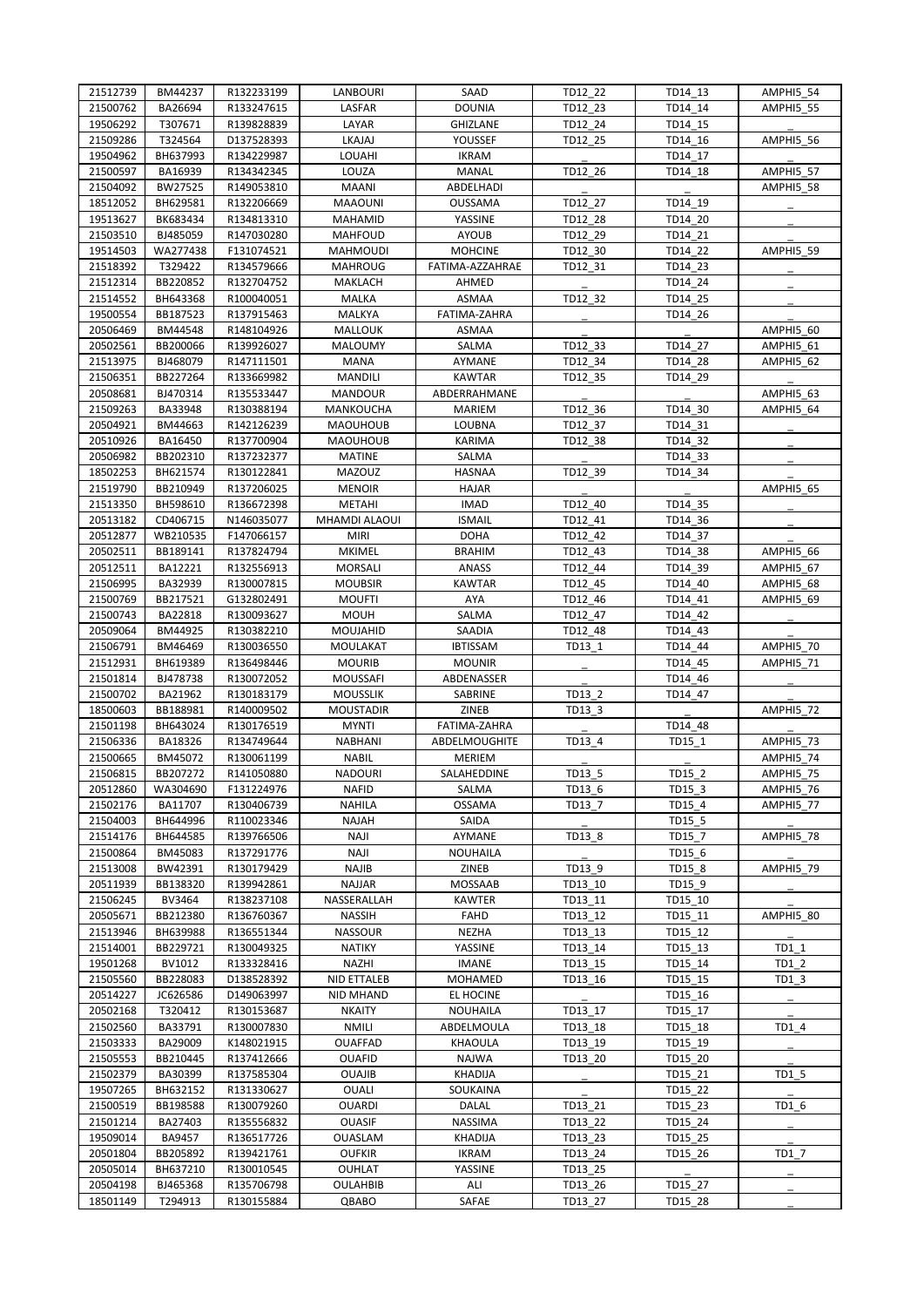| 21512739 | BM44237 | R132233199 | LANBOURI | SAAD | TD12_22 | TD14_13 | AMPHI5_54 |
|---|---|---|---|---|---|---|---|
| 21500762 | BA26694 | R133247615 | LASFAR | DOUNIA | TD12_23 | TD14_14 | AMPHI5_55 |
| 19506292 | T307671 | R139828839 | LAYAR | GHIZLANE | TD12_24 | TD14_15 | _ |
| 21509286 | T324564 | D137528393 | LKAJAJ | YOUSSEF | TD12_25 | TD14_16 | AMPHI5_56 |
| 19504962 | BH637993 | R134229987 | LOUAHI | IKRAM | _ | TD14_17 | _ |
| 21500597 | BA16939 | R134342345 | LOUZA | MANAL | TD12_26 | TD14_18 | AMPHI5_57 |
| 21504092 | BW27525 | R149053810 | MAANI | ABDELHADI | _ | _ | AMPHI5_58 |
| 18512052 | BH629581 | R132206669 | MAAOUNI | OUSSAMA | TD12_27 | TD14_19 | _ |
| 19513627 | BK683434 | R134813310 | MAHAMID | YASSINE | TD12_28 | TD14_20 | _ |
| 21503510 | BJ485059 | R147030280 | MAHFOUD | AYOUB | TD12_29 | TD14_21 | _ |
| 19514503 | WA277438 | F131074521 | MAHMOUDI | MOHCINE | TD12_30 | TD14_22 | AMPHI5_59 |
| 21518392 | T329422 | R134579666 | MAHROUG | FATIMA-AZZAHRAE | TD12_31 | TD14_23 | _ |
| 21512314 | BB220852 | R132704752 | MAKLACH | AHMED | _ | TD14_24 | _ |
| 21514552 | BH643368 | R100040051 | MALKA | ASMAA | TD12_32 | TD14_25 | _ |
| 19500554 | BB187523 | R137915463 | MALKYA | FATIMA-ZAHRA | _ | TD14_26 | _ |
| 20506469 | BM44548 | R148104926 | MALLOUK | ASMAA | _ | _ | AMPHI5_60 |
| 20502561 | BB200066 | R139926027 | MALOUMY | SALMA | TD12_33 | TD14_27 | AMPHI5_61 |
| 21513975 | BJ468079 | R147111501 | MANA | AYMANE | TD12_34 | TD14_28 | AMPHI5_62 |
| 21506351 | BB227264 | R133669982 | MANDILI | KAWTAR | TD12_35 | TD14_29 | _ |
| 20508681 | BJ470314 | R135533447 | MANDOUR | ABDERRAHMANE | _ | _ | AMPHI5_63 |
| 21509263 | BA33948 | R130888194 | MANKOUCHA | MARIEM | TD12_36 | TD14_30 | AMPHI5_64 |
| 20504921 | BM44663 | R142126239 | MAOUHOUB | LOUBNA | TD12_37 | TD14_31 | _ |
| 20510926 | BA16450 | R137700904 | MAOUHOUB | KARIMA | TD12_38 | TD14_32 | _ |
| 20506982 | BB202310 | R137232377 | MATINE | SALMA | _ | TD14_33 | _ |
| 18502253 | BH621574 | R130122841 | MAZOUZ | HASNAA | TD12_39 | TD14_34 | _ |
| 21519790 | BB210949 | R137206025 | MENOIR | HAJAR | _ | _ | AMPHI5_65 |
| 21513350 | BH598610 | R136672398 | METAHI | IMAD | TD12_40 | TD14_35 | _ |
| 20513182 | CD406715 | N146035077 | MHAMDI ALAOUI | ISMAIL | TD12_41 | TD14_36 | _ |
| 20512877 | WB210535 | F147066157 | MIRI | DOHA | TD12_42 | TD14_37 | _ |
| 20502511 | BB189141 | R137824794 | MKIMEL | BRAHIM | TD12_43 | TD14_38 | AMPHI5_66 |
| 20512511 | BA12221 | R132556913 | MORSALI | ANASS | TD12_44 | TD14_39 | AMPHI5_67 |
| 21506995 | BA32939 | R130007815 | MOUBSIR | KAWTAR | TD12_45 | TD14_40 | AMPHI5_68 |
| 21500769 | BB217521 | G132802491 | MOUFTI | AYA | TD12_46 | TD14_41 | AMPHI5_69 |
| 21500743 | BA22818 | R130093627 | MOUH | SALMA | TD12_47 | TD14_42 | _ |
| 20509064 | BM44925 | R130382210 | MOUJAHID | SAADIA | TD12_48 | TD14_43 | _ |
| 21506791 | BM46469 | R130036550 | MOULAKAT | IBTISSAM | TD13_1 | TD14_44 | AMPHI5_70 |
| 21512931 | BH619389 | R136498446 | MOURIB | MOUNIR | _ | TD14_45 | AMPHI5_71 |
| 21501814 | BJ478738 | R130072052 | MOUSSAFI | ABDENASSER | _ | TD14_46 | _ |
| 21500702 | BA21962 | R130183179 | MOUSSLIK | SABRINE | TD13_2 | TD14_47 | _ |
| 18500603 | BB188981 | R140009502 | MOUSTADIR | ZINEB | TD13_3 | _ | AMPHI5_72 |
| 21501198 | BH643024 | R130176519 | MYNTI | FATIMA-ZAHRA | _ | TD14_48 | _ |
| 21506336 | BA18326 | R134749644 | NABHANI | ABDELMOUGHITE | TD13_4 | TD15_1 | AMPHI5_73 |
| 21500665 | BM45072 | R130061199 | NABIL | MERIEM | _ | _ | AMPHI5_74 |
| 21506815 | BB207272 | R141050880 | NADOURI | SALAHEDDINE | TD13_5 | TD15_2 | AMPHI5_75 |
| 20512860 | WA304690 | F131224976 | NAFID | SALMA | TD13_6 | TD15_3 | AMPHI5_76 |
| 21502176 | BA11707 | R130406739 | NAHILA | OSSAMA | TD13_7 | TD15_4 | AMPHI5_77 |
| 21504003 | BH644996 | R110023346 | NAJAH | SAIDA | _ | TD15_5 | _ |
| 21514176 | BH644585 | R139766506 | NAJI | AYMANE | TD13_8 | TD15_7 | AMPHI5_78 |
| 21500864 | BM45083 | R137291776 | NAJI | NOUHAILA | _ | TD15_6 | _ |
| 21513008 | BW42391 | R130179429 | NAJIB | ZINEB | TD13_9 | TD15_8 | AMPHI5_79 |
| 20511939 | BB138320 | R139942861 | NAJJAR | MOSSAAB | TD13_10 | TD15_9 | _ |
| 21506245 | BV3464 | R138237108 | NASSERALLAH | KAWTER | TD13_11 | TD15_10 | _ |
| 20505671 | BB212380 | R136760367 | NASSIH | FAHD | TD13_12 | TD15_11 | AMPHI5_80 |
| 21513946 | BH639988 | R136551344 | NASSOUR | NEZHA | TD13_13 | TD15_12 | _ |
| 21514001 | BB229721 | R130049325 | NATIKY | YASSINE | TD13_14 | TD15_13 | TD1_1 |
| 19501268 | BV1012 | R133328416 | NAZHI | IMANE | TD13_15 | TD15_14 | TD1_2 |
| 21505560 | BB228083 | D138528392 | NID ETTALEB | MOHAMED | TD13_16 | TD15_15 | TD1_3 |
| 20514227 | JC626586 | D149063997 | NID MHAND | EL HOCINE | _ | TD15_16 | _ |
| 20502168 | T320412 | R130153687 | NKAITY | NOUHAILA | TD13_17 | TD15_17 | _ |
| 21502560 | BA33791 | R130007830 | NMILI | ABDELMOULA | TD13_18 | TD15_18 | TD1_4 |
| 21503333 | BA29009 | K148021915 | OUAFFAD | KHAOULA | TD13_19 | TD15_19 | _ |
| 21505553 | BB210445 | R137412666 | OUAFID | NAJWA | TD13_20 | TD15_20 | _ |
| 21502379 | BA30399 | R137585304 | OUAJIB | KHADIJA | _ | TD15_21 | TD1_5 |
| 19507265 | BH632152 | R131330627 | OUALI | SOUKAINA | _ | TD15_22 | _ |
| 21500519 | BB198588 | R130079260 | OUARDI | DALAL | TD13_21 | TD15_23 | TD1_6 |
| 21501214 | BA27403 | R135556832 | OUASIF | NASSIMA | TD13_22 | TD15_24 | _ |
| 19509014 | BA9457 | R136517726 | OUASLAM | KHADIJA | TD13_23 | TD15_25 | _ |
| 20501804 | BB205892 | R139421761 | OUFKIR | IKRAM | TD13_24 | TD15_26 | TD1_7 |
| 20505014 | BH637210 | R130010545 | OUHLAT | YASSINE | TD13_25 | _ | _ |
| 20504198 | BJ465368 | R135706798 | OULAHBIB | ALI | TD13_26 | TD15_27 | _ |
| 18501149 | T294913 | R130155884 | QBABO | SAFAE | TD13_27 | TD15_28 | _ |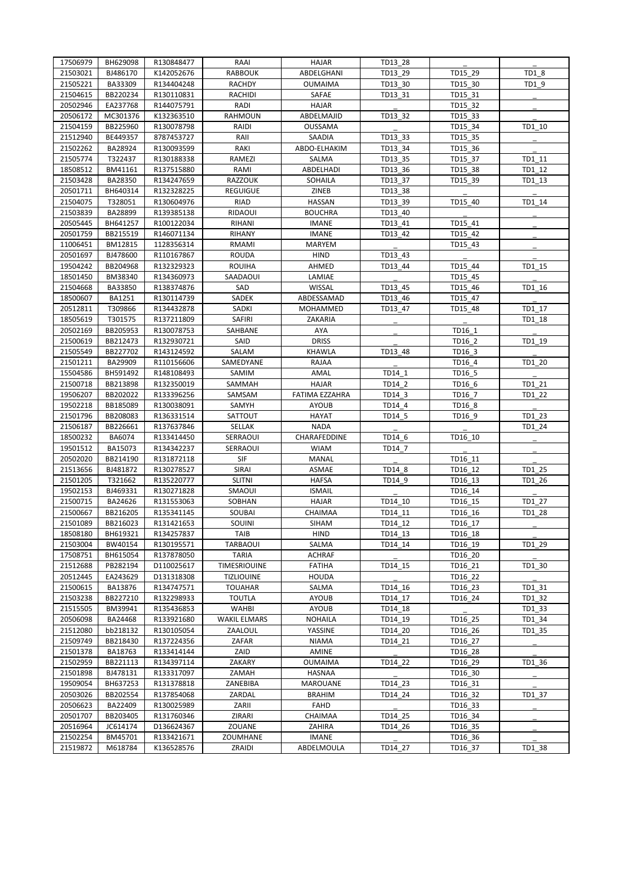| | | | | | | | |
|---|---|---|---|---|---|---|---|
| 17506979 | BH629098 | R130848477 | RAAI | HAJAR | TD13_28 | _ | _ |
| 21503021 | BJ486170 | K142052676 | RABBOUK | ABDELGHANI | TD13_29 | TD15_29 | TD1_8 |
| 21505221 | BA33309 | R134404248 | RACHDY | OUMAIMA | TD13_30 | TD15_30 | TD1_9 |
| 21504615 | BB220234 | R130110831 | RACHIDI | SAFAE | TD13_31 | TD15_31 | _ |
| 20502946 | EA237768 | R144075791 | RADI | HAJAR | _ | TD15_32 | _ |
| 20506172 | MC301376 | K132363510 | RAHMOUN | ABDELMAJID | TD13_32 | TD15_33 | _ |
| 21504159 | BB225960 | R130078798 | RAIDI | OUSSAMA | _ | TD15_34 | TD1_10 |
| 21512940 | BE449357 | 8787453727 | RAII | SAADIA | TD13_33 | TD15_35 | _ |
| 21502262 | BA28924 | R130093599 | RAKI | ABDO-ELHAKIM | TD13_34 | TD15_36 | _ |
| 21505774 | T322437 | R130188338 | RAMEZI | SALMA | TD13_35 | TD15_37 | TD1_11 |
| 18508512 | BM41161 | R137515880 | RAMI | ABDELHADI | TD13_36 | TD15_38 | TD1_12 |
| 21503428 | BA28350 | R134247659 | RAZZOUK | SOHAILA | TD13_37 | TD15_39 | TD1_13 |
| 20501711 | BH640314 | R132328225 | REGUIGUE | ZINEB | TD13_38 | _ | _ |
| 21504075 | T328051 | R130604976 | RIAD | HASSAN | TD13_39 | TD15_40 | TD1_14 |
| 21503839 | BA28899 | R139385138 | RIDAOUI | BOUCHRA | TD13_40 | _ | _ |
| 20505445 | BH641257 | R100122034 | RIHANI | IMANE | TD13_41 | TD15_41 | _ |
| 20501759 | BB215519 | R146071134 | RIHANY | IMANE | TD13_42 | TD15_42 | _ |
| 11006451 | BM12815 | 1128356314 | RMAMI | MARYEM | _ | TD15_43 | _ |
| 20501697 | BJ478600 | R110167867 | ROUDA | HIND | TD13_43 | _ | _ |
| 19504242 | BB204968 | R132329323 | ROUIHA | AHMED | TD13_44 | TD15_44 | TD1_15 |
| 18501450 | BM38340 | R134360973 | SAADAOUI | LAMIAE | _ | TD15_45 | _ |
| 21504668 | BA33850 | R138374876 | SAD | WISSAL | TD13_45 | TD15_46 | TD1_16 |
| 18500607 | BA1251 | R130114739 | SADEK | ABDESSAMAD | TD13_46 | TD15_47 | _ |
| 20512811 | T309866 | R134432878 | SADKI | MOHAMMED | TD13_47 | TD15_48 | TD1_17 |
| 18505619 | T301575 | R137211809 | SAFIRI | ZAKARIA | _ | _ | TD1_18 |
| 20502169 | BB205953 | R130078753 | SAHBANE | AYA | _ | TD16_1 | _ |
| 21500619 | BB212473 | R132930721 | SAID | DRISS | _ | TD16_2 | TD1_19 |
| 21505549 | BB227702 | R143124592 | SALAM | KHAWLA | TD13_48 | TD16_3 | _ |
| 21501211 | BA29909 | R110156606 | SAMEDYANE | RAJAA | _ | TD16_4 | TD1_20 |
| 15504586 | BH591492 | R148108493 | SAMIM | AMAL | TD14_1 | TD16_5 | _ |
| 21500718 | BB213898 | R132350019 | SAMMAH | HAJAR | TD14_2 | TD16_6 | TD1_21 |
| 19506207 | BB202022 | R133396256 | SAMSAM | FATIMA EZZAHRA | TD14_3 | TD16_7 | TD1_22 |
| 19502218 | BB185089 | R130038091 | SAMYH | AYOUB | TD14_4 | TD16_8 | _ |
| 21501796 | BB208083 | R136331514 | SATTOUT | HAYAT | TD14_5 | TD16_9 | TD1_23 |
| 21506187 | BB226661 | R137637846 | SELLAK | NADA | _ | _ | TD1_24 |
| 18500232 | BA6074 | R133414450 | SERRAOUI | CHARAFEDDINE | TD14_6 | TD16_10 | _ |
| 19501512 | BA15073 | R134342237 | SERRAOUI | WIAM | TD14_7 | _ | _ |
| 20502020 | BB214190 | R131872118 | SIF | MANAL | _ | TD16_11 | _ |
| 21513656 | BJ481872 | R130278527 | SIRAI | ASMAE | TD14_8 | TD16_12 | TD1_25 |
| 21501205 | T321662 | R135220777 | SLITNI | HAFSA | TD14_9 | TD16_13 | TD1_26 |
| 19502153 | BJ469331 | R130271828 | SMAOUI | ISMAIL | _ | TD16_14 | _ |
| 21500715 | BA24626 | R131553063 | SOBHAN | HAJAR | TD14_10 | TD16_15 | TD1_27 |
| 21500667 | BB216205 | R135341145 | SOUBAI | CHAIMAA | TD14_11 | TD16_16 | TD1_28 |
| 21501089 | BB216023 | R131421653 | SOUINI | SIHAM | TD14_12 | TD16_17 | _ |
| 18508180 | BH619321 | R134257837 | TAIB | HIND | TD14_13 | TD16_18 | _ |
| 21503004 | BW40154 | R130195571 | TARBAOUI | SALMA | TD14_14 | TD16_19 | TD1_29 |
| 17508751 | BH615054 | R137878050 | TARIA | ACHRAF | _ | TD16_20 | _ |
| 21512688 | PB282194 | D110025617 | TIMESRIOUINE | FATIHA | TD14_15 | TD16_21 | TD1_30 |
| 20512445 | EA243629 | D131318308 | TIZLIOUINE | HOUDA | _ | TD16_22 | _ |
| 21500615 | BA13876 | R134747571 | TOUAHAR | SALMA | TD14_16 | TD16_23 | TD1_31 |
| 21503238 | BB227210 | R132298933 | TOUTLA | AYOUB | TD14_17 | TD16_24 | TD1_32 |
| 21515505 | BM39941 | R135436853 | WAHBI | AYOUB | TD14_18 | _ | TD1_33 |
| 20506098 | BA24468 | R133921680 | WAKIL ELMARS | NOHAILA | TD14_19 | TD16_25 | TD1_34 |
| 21512080 | bb218132 | R130105054 | ZAALOUL | YASSINE | TD14_20 | TD16_26 | TD1_35 |
| 21509749 | BB218430 | R137224356 | ZAFAR | NIAMA | TD14_21 | TD16_27 | _ |
| 21501378 | BA18763 | R133414144 | ZAID | AMINE | _ | TD16_28 | _ |
| 21502959 | BB221113 | R134397114 | ZAKARY | OUMAIMA | TD14_22 | TD16_29 | TD1_36 |
| 21501898 | BJ478131 | R133317097 | ZAMAH | HASNAA | _ | TD16_30 | _ |
| 19509054 | BH637253 | R131378818 | ZANEBIBA | MAROUANE | TD14_23 | TD16_31 | _ |
| 20503026 | BB202554 | R137854068 | ZARDAL | BRAHIM | TD14_24 | TD16_32 | TD1_37 |
| 20506623 | BA22409 | R130025989 | ZARII | FAHD | _ | TD16_33 | _ |
| 20501707 | BB203405 | R131760346 | ZIRARI | CHAIMAA | TD14_25 | TD16_34 | _ |
| 20516964 | JC614174 | D136624367 | ZOUANE | ZAHIRA | TD14_26 | TD16_35 | _ |
| 21502254 | BM45701 | R133421671 | ZOUMHANE | IMANE | _ | TD16_36 | _ |
| 21519872 | M618784 | K136528576 | ZRAIDI | ABDELMOULA | TD14_27 | TD16_37 | TD1_38 |